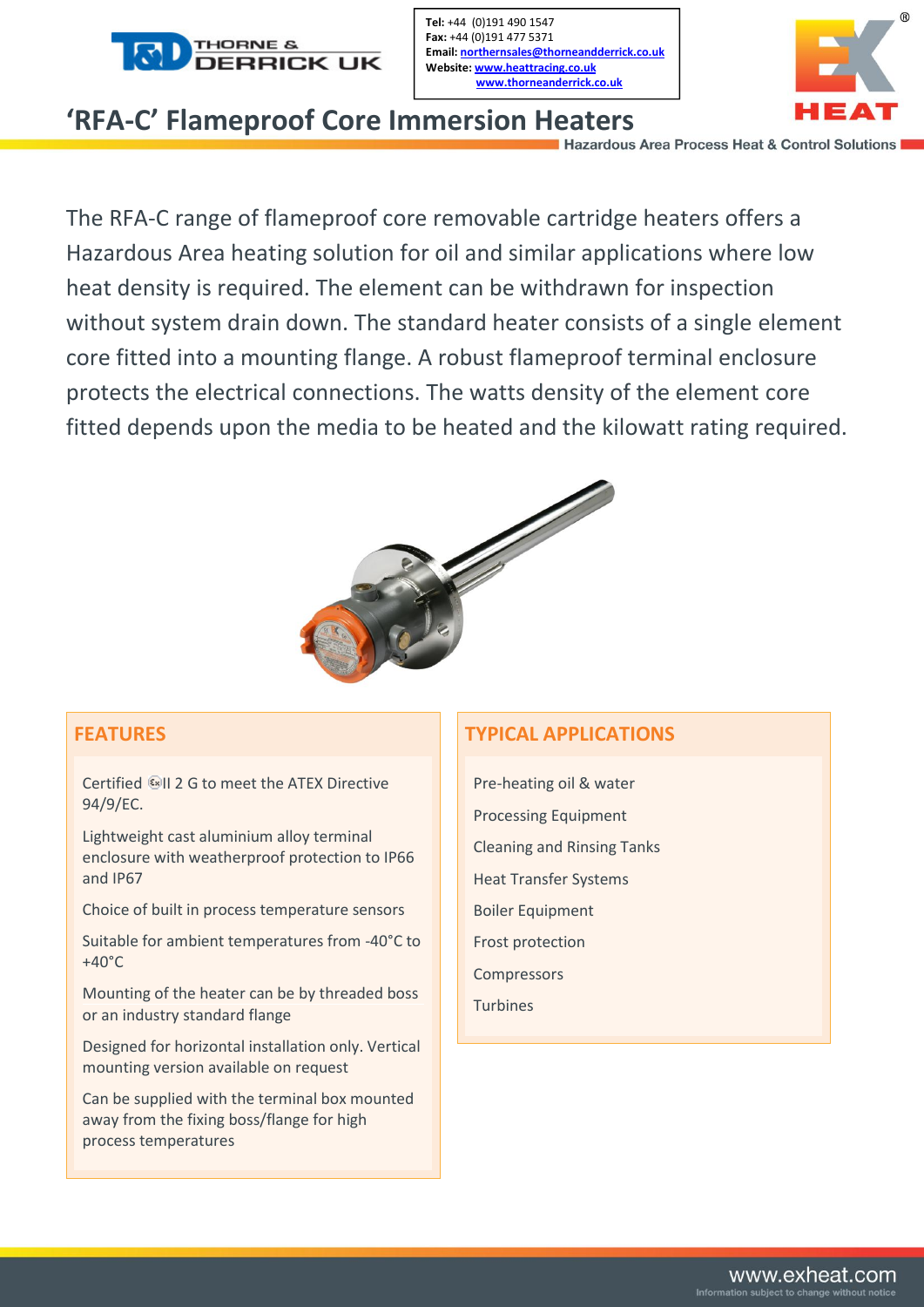**Tel:** +44 (0)191 490 1547
**Fax:** +44 (0)191 477 5371
**Email:** northernsales@thorneandderrick.co.uk
**Website:** www.heattracing.co.uk
www.thorneanderrick.co.uk

# 'RFA-C' Flameproof Core Immersion Heaters

Hazardous Area Process Heat & Control Solutions

The RFA-C range of flameproof core removable cartridge heaters offers a Hazardous Area heating solution for oil and similar applications where low heat density is required. The element can be withdrawn for inspection without system drain down. The standard heater consists of a single element core fitted into a mounting flange. A robust flameproof terminal enclosure protects the electrical connections. The watts density of the element core fitted depends upon the media to be heated and the kilowatt rating required.

## FEATURES

- Certified Ex II 2 G to meet the ATEX Directive 94/9/EC.
- Lightweight cast aluminium alloy terminal enclosure with weatherproof protection to IP66 and IP67
- Choice of built in process temperature sensors
- Suitable for ambient temperatures from -40°C to +40°C
- Mounting of the heater can be by threaded boss or an industry standard flange
- Designed for horizontal installation only. Vertical mounting version available on request
- Can be supplied with the terminal box mounted away from the fixing boss/flange for high process temperatures

## TYPICAL APPLICATIONS

- Pre-heating oil & water
- Processing Equipment
- Cleaning and Rinsing Tanks
- Heat Transfer Systems
- Boiler Equipment
- Frost protection
- Compressors
- Turbines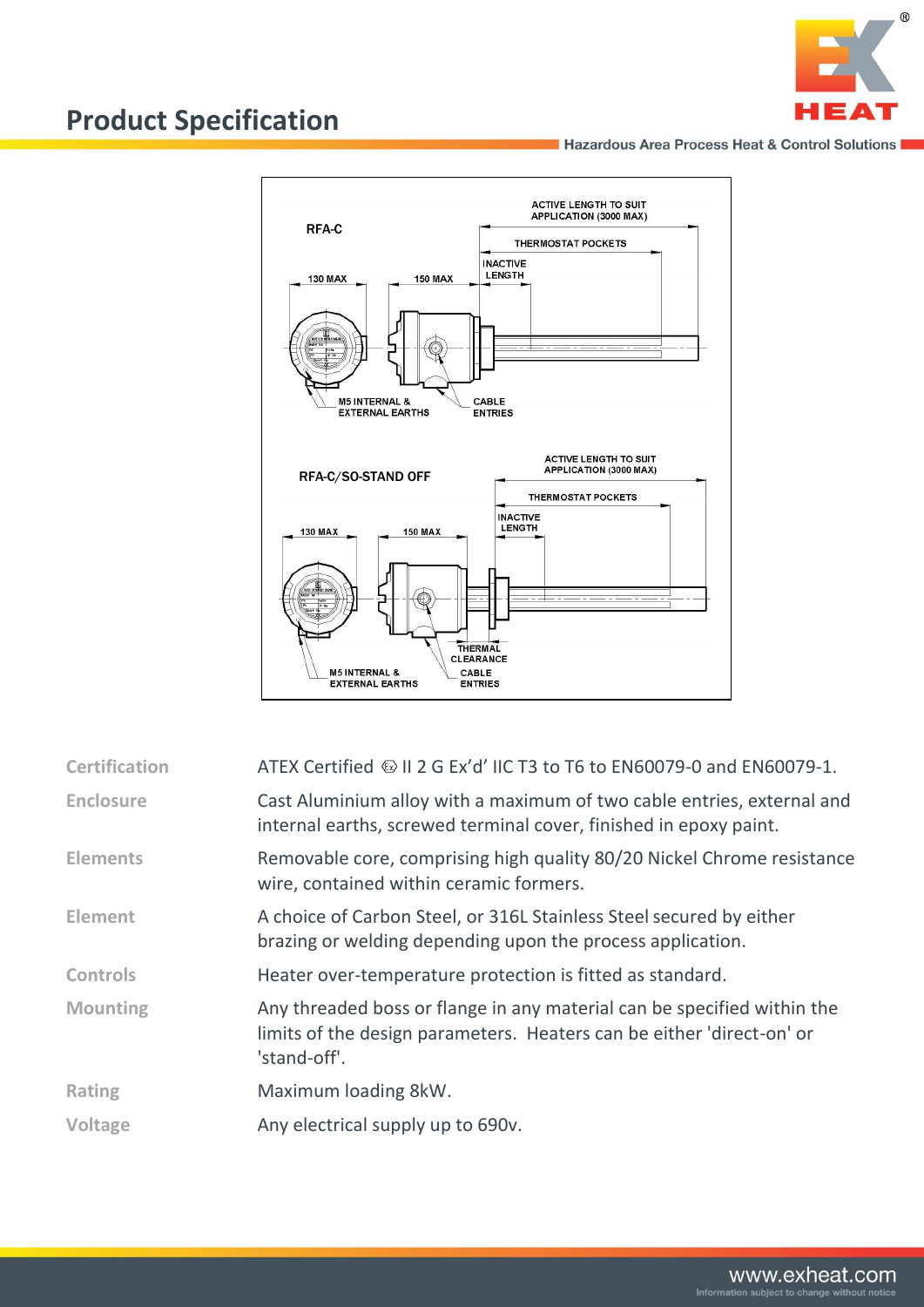## Product Specification

Hazardous Area Process Heat & Control Solutions

RFA-C

130 MAX

150 MAX

ACTIVE LENGTH TO SUIT APPLICATION (3000 MAX)

THERMOSTAT POCKETS

INACTIVE LENGTH

M5 INTERNAL & EXTERNAL EARTHS

CABLE ENTRIES

RFA-C/SO-STAND OFF

130 MAX

150 MAX

ACTIVE LENGTH TO SUIT APPLICATION (3000 MAX)

THERMOSTAT POCKETS

INACTIVE LENGTH

THERMAL CLEARANCE

M5 INTERNAL & EXTERNAL EARTHS

CABLE ENTRIES

| | |
|---|---|
| Certification | ATEX Certified Ex II 2 G Ex'd' IIC T3 to T6 to EN60079-0 and EN60079-1. |
| Enclosure | Cast Aluminium alloy with a maximum of two cable entries, external and internal earths, screwed terminal cover, finished in epoxy paint. |
| Elements | Removable core, comprising high quality 80/20 Nickel Chrome resistance wire, contained within ceramic formers. |
| Element | A choice of Carbon Steel, or 316L Stainless Steel secured by either brazing or welding depending upon the process application. |
| Controls | Heater over-temperature protection is fitted as standard. |
| Mounting | Any threaded boss or flange in any material can be specified within the limits of the design parameters. Heaters can be either 'direct-on' or 'stand-off'. |
| Rating | Maximum loading 8kW. |
| Voltage | Any electrical supply up to 690v. |

www.exheat.com

Information subject to change without notice